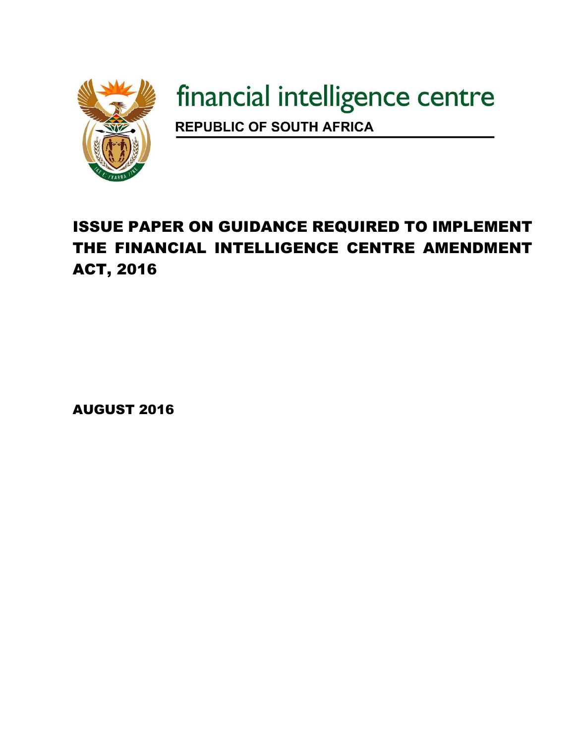financial intelligence centre

**REPUBLIC OF SOUTH AFRICA**

# ISSUE PAPER ON GUIDANCE REQUIRED TO IMPLEMENT THE FINANCIAL INTELLIGENCE CENTRE AMENDMENT ACT, 2016

**AUGUST 2016**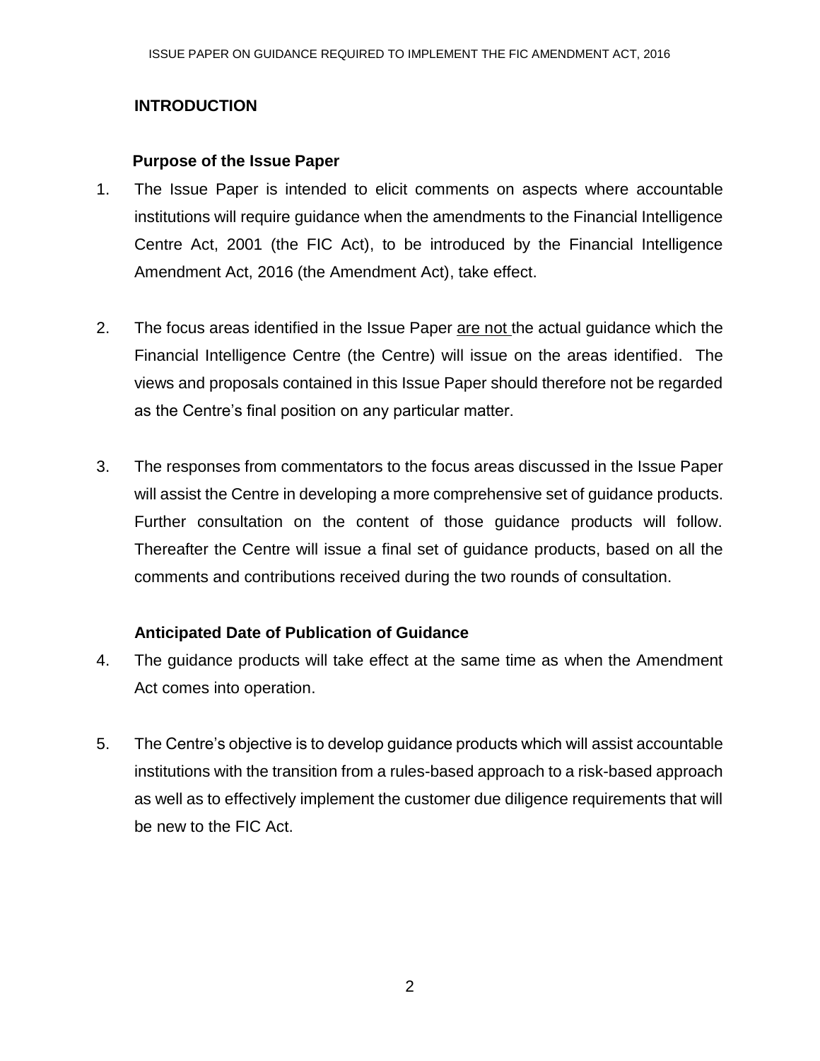## INTRODUCTION

### Purpose of the Issue Paper

1. The Issue Paper is intended to elicit comments on aspects where accountable institutions will require guidance when the amendments to the Financial Intelligence Centre Act, 2001 (the FIC Act), to be introduced by the Financial Intelligence Amendment Act, 2016 (the Amendment Act), take effect.

2. The focus areas identified in the Issue Paper <u>are not</u> the actual guidance which the Financial Intelligence Centre (the Centre) will issue on the areas identified. The views and proposals contained in this Issue Paper should therefore not be regarded as the Centre's final position on any particular matter.

3. The responses from commentators to the focus areas discussed in the Issue Paper will assist the Centre in developing a more comprehensive set of guidance products. Further consultation on the content of those guidance products will follow. Thereafter the Centre will issue a final set of guidance products, based on all the comments and contributions received during the two rounds of consultation.

### Anticipated Date of Publication of Guidance

4. The guidance products will take effect at the same time as when the Amendment Act comes into operation.

5. The Centre's objective is to develop guidance products which will assist accountable institutions with the transition from a rules-based approach to a risk-based approach as well as to effectively implement the customer due diligence requirements that will be new to the FIC Act.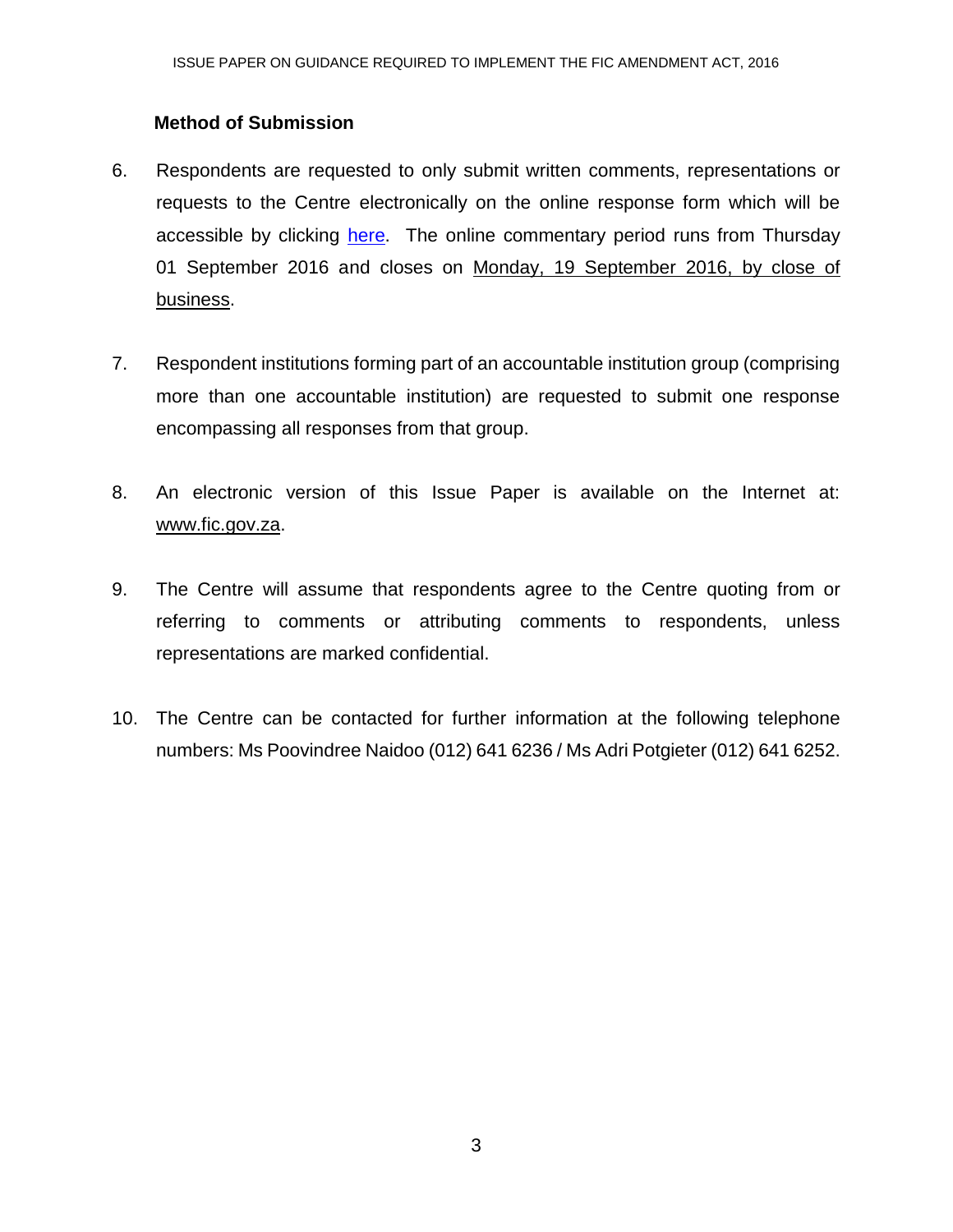**Method of Submission**

6. Respondents are requested to only submit written comments, representations or requests to the Centre electronically on the online response form which will be accessible by clicking here. The online commentary period runs from Thursday 01 September 2016 and closes on Monday, 19 September 2016, by close of business.

7. Respondent institutions forming part of an accountable institution group (comprising more than one accountable institution) are requested to submit one response encompassing all responses from that group.

8. An electronic version of this Issue Paper is available on the Internet at: www.fic.gov.za.

9. The Centre will assume that respondents agree to the Centre quoting from or referring to comments or attributing comments to respondents, unless representations are marked confidential.

10. The Centre can be contacted for further information at the following telephone numbers: Ms Poovindree Naidoo (012) 641 6236 / Ms Adri Potgieter (012) 641 6252.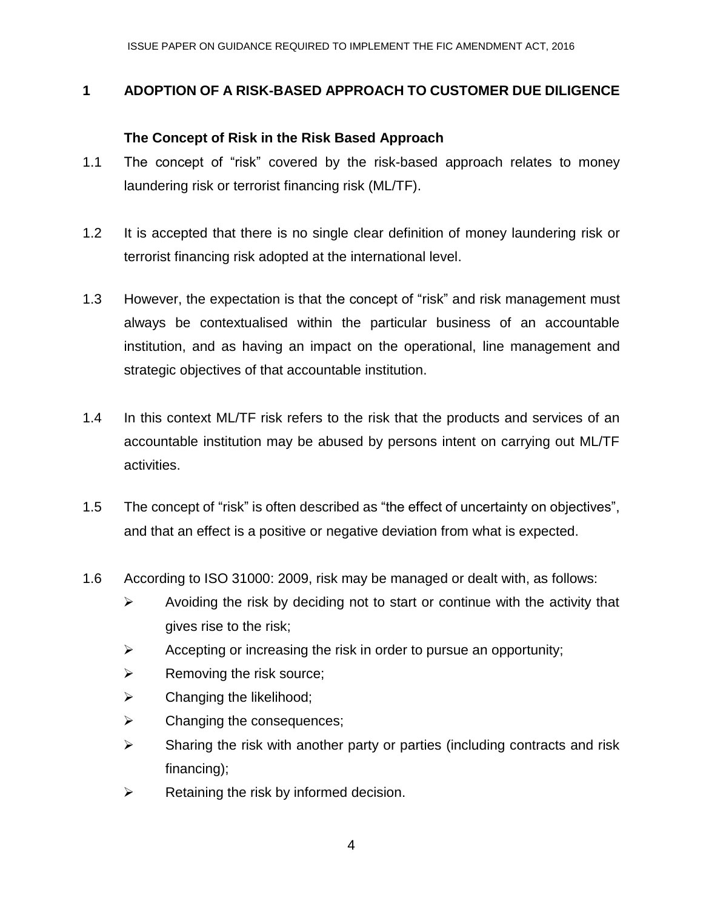# 1 ADOPTION OF A RISK-BASED APPROACH TO CUSTOMER DUE DILIGENCE

## The Concept of Risk in the Risk Based Approach

1.1 The concept of "risk" covered by the risk-based approach relates to money laundering risk or terrorist financing risk (ML/TF).

1.2 It is accepted that there is no single clear definition of money laundering risk or terrorist financing risk adopted at the international level.

1.3 However, the expectation is that the concept of "risk" and risk management must always be contextualised within the particular business of an accountable institution, and as having an impact on the operational, line management and strategic objectives of that accountable institution.

1.4 In this context ML/TF risk refers to the risk that the products and services of an accountable institution may be abused by persons intent on carrying out ML/TF activities.

1.5 The concept of "risk" is often described as "the effect of uncertainty on objectives", and that an effect is a positive or negative deviation from what is expected.

1.6 According to ISO 31000: 2009, risk may be managed or dealt with, as follows:

- Avoiding the risk by deciding not to start or continue with the activity that gives rise to the risk;
- Accepting or increasing the risk in order to pursue an opportunity;
- Removing the risk source;
- Changing the likelihood;
- Changing the consequences;
- Sharing the risk with another party or parties (including contracts and risk financing);
- Retaining the risk by informed decision.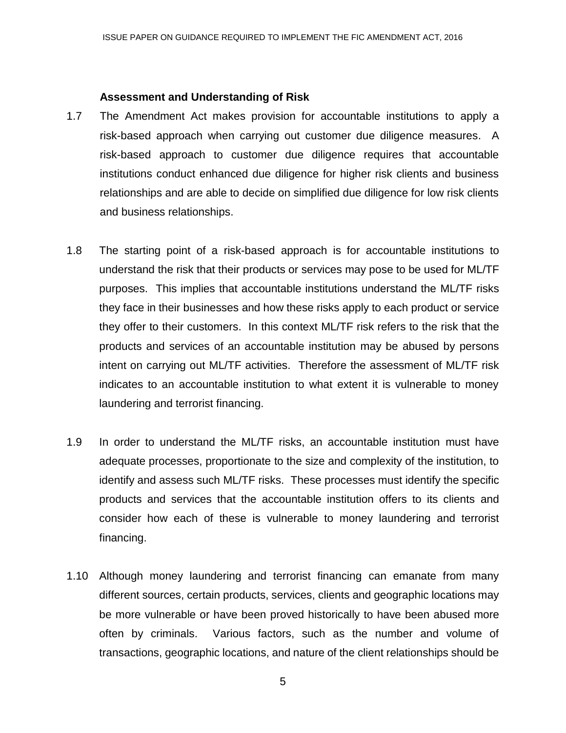**Assessment and Understanding of Risk**

1.7 The Amendment Act makes provision for accountable institutions to apply a risk-based approach when carrying out customer due diligence measures. A risk-based approach to customer due diligence requires that accountable institutions conduct enhanced due diligence for higher risk clients and business relationships and are able to decide on simplified due diligence for low risk clients and business relationships.

1.8 The starting point of a risk-based approach is for accountable institutions to understand the risk that their products or services may pose to be used for ML/TF purposes. This implies that accountable institutions understand the ML/TF risks they face in their businesses and how these risks apply to each product or service they offer to their customers. In this context ML/TF risk refers to the risk that the products and services of an accountable institution may be abused by persons intent on carrying out ML/TF activities. Therefore the assessment of ML/TF risk indicates to an accountable institution to what extent it is vulnerable to money laundering and terrorist financing.

1.9 In order to understand the ML/TF risks, an accountable institution must have adequate processes, proportionate to the size and complexity of the institution, to identify and assess such ML/TF risks. These processes must identify the specific products and services that the accountable institution offers to its clients and consider how each of these is vulnerable to money laundering and terrorist financing.

1.10 Although money laundering and terrorist financing can emanate from many different sources, certain products, services, clients and geographic locations may be more vulnerable or have been proved historically to have been abused more often by criminals. Various factors, such as the number and volume of transactions, geographic locations, and nature of the client relationships should be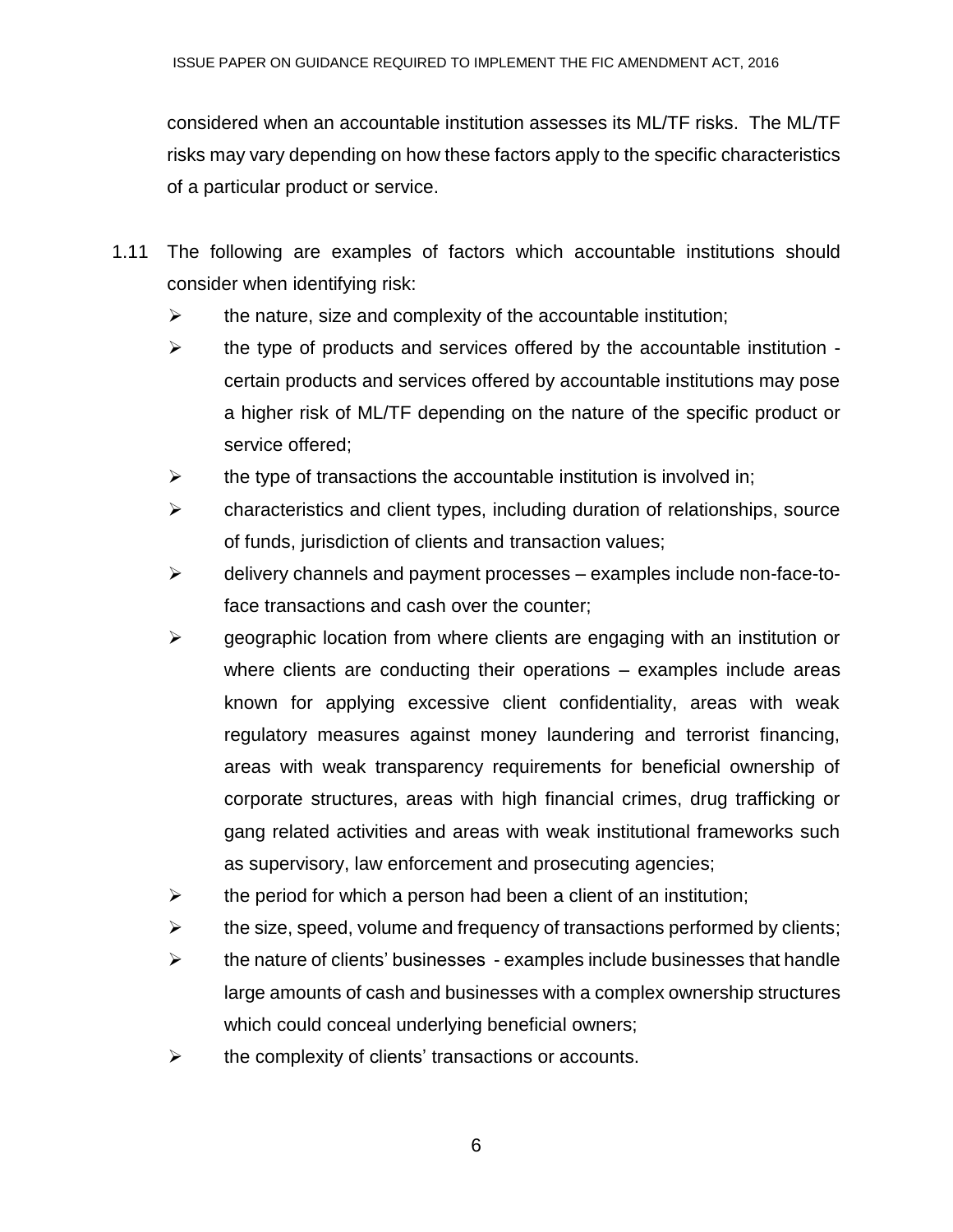considered when an accountable institution assesses its ML/TF risks. The ML/TF risks may vary depending on how these factors apply to the specific characteristics of a particular product or service.

1.11 The following are examples of factors which accountable institutions should consider when identifying risk:

- the nature, size and complexity of the accountable institution;
- the type of products and services offered by the accountable institution - certain products and services offered by accountable institutions may pose a higher risk of ML/TF depending on the nature of the specific product or service offered;
- the type of transactions the accountable institution is involved in;
- characteristics and client types, including duration of relationships, source of funds, jurisdiction of clients and transaction values;
- delivery channels and payment processes – examples include non-face-to-face transactions and cash over the counter;
- geographic location from where clients are engaging with an institution or where clients are conducting their operations – examples include areas known for applying excessive client confidentiality, areas with weak regulatory measures against money laundering and terrorist financing, areas with weak transparency requirements for beneficial ownership of corporate structures, areas with high financial crimes, drug trafficking or gang related activities and areas with weak institutional frameworks such as supervisory, law enforcement and prosecuting agencies;
- the period for which a person had been a client of an institution;
- the size, speed, volume and frequency of transactions performed by clients;
- the nature of clients' businesses - examples include businesses that handle large amounts of cash and businesses with a complex ownership structures which could conceal underlying beneficial owners;
- the complexity of clients' transactions or accounts.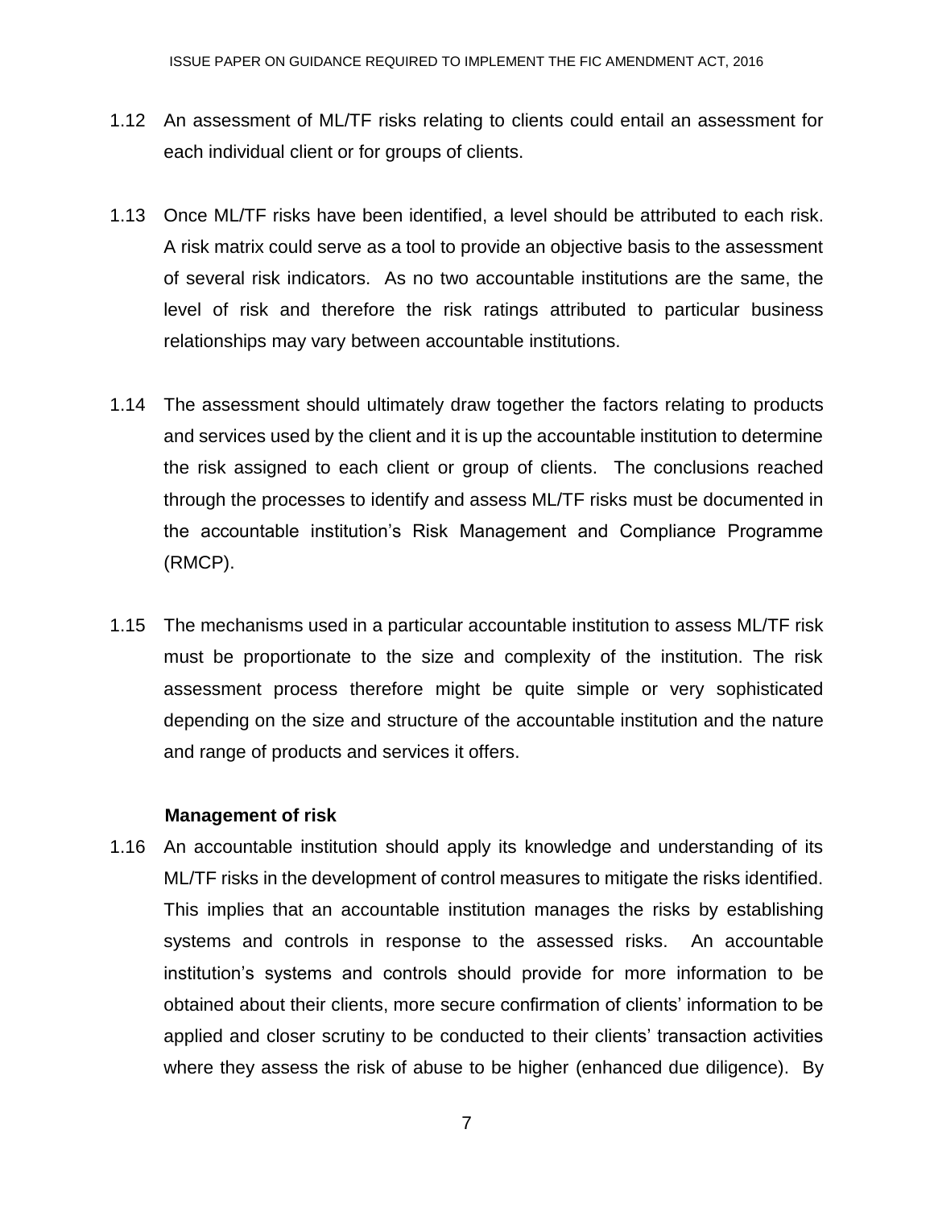1.12 An assessment of ML/TF risks relating to clients could entail an assessment for each individual client or for groups of clients.

1.13 Once ML/TF risks have been identified, a level should be attributed to each risk. A risk matrix could serve as a tool to provide an objective basis to the assessment of several risk indicators. As no two accountable institutions are the same, the level of risk and therefore the risk ratings attributed to particular business relationships may vary between accountable institutions.

1.14 The assessment should ultimately draw together the factors relating to products and services used by the client and it is up the accountable institution to determine the risk assigned to each client or group of clients. The conclusions reached through the processes to identify and assess ML/TF risks must be documented in the accountable institution's Risk Management and Compliance Programme (RMCP).

1.15 The mechanisms used in a particular accountable institution to assess ML/TF risk must be proportionate to the size and complexity of the institution. The risk assessment process therefore might be quite simple or very sophisticated depending on the size and structure of the accountable institution and the nature and range of products and services it offers.

**Management of risk**

1.16 An accountable institution should apply its knowledge and understanding of its ML/TF risks in the development of control measures to mitigate the risks identified. This implies that an accountable institution manages the risks by establishing systems and controls in response to the assessed risks. An accountable institution's systems and controls should provide for more information to be obtained about their clients, more secure confirmation of clients' information to be applied and closer scrutiny to be conducted to their clients' transaction activities where they assess the risk of abuse to be higher (enhanced due diligence). By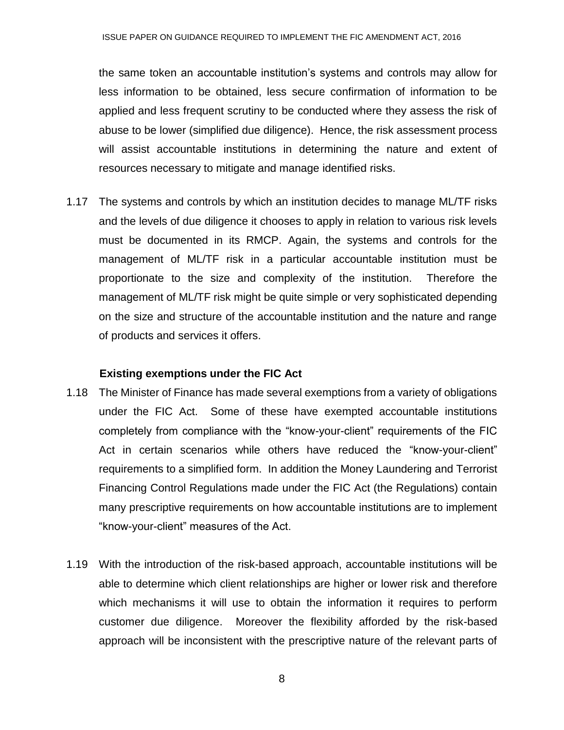the same token an accountable institution's systems and controls may allow for less information to be obtained, less secure confirmation of information to be applied and less frequent scrutiny to be conducted where they assess the risk of abuse to be lower (simplified due diligence). Hence, the risk assessment process will assist accountable institutions in determining the nature and extent of resources necessary to mitigate and manage identified risks.

1.17 The systems and controls by which an institution decides to manage ML/TF risks and the levels of due diligence it chooses to apply in relation to various risk levels must be documented in its RMCP. Again, the systems and controls for the management of ML/TF risk in a particular accountable institution must be proportionate to the size and complexity of the institution. Therefore the management of ML/TF risk might be quite simple or very sophisticated depending on the size and structure of the accountable institution and the nature and range of products and services it offers.

**Existing exemptions under the FIC Act**

1.18 The Minister of Finance has made several exemptions from a variety of obligations under the FIC Act. Some of these have exempted accountable institutions completely from compliance with the "know-your-client" requirements of the FIC Act in certain scenarios while others have reduced the "know-your-client" requirements to a simplified form. In addition the Money Laundering and Terrorist Financing Control Regulations made under the FIC Act (the Regulations) contain many prescriptive requirements on how accountable institutions are to implement "know-your-client" measures of the Act.

1.19 With the introduction of the risk-based approach, accountable institutions will be able to determine which client relationships are higher or lower risk and therefore which mechanisms it will use to obtain the information it requires to perform customer due diligence. Moreover the flexibility afforded by the risk-based approach will be inconsistent with the prescriptive nature of the relevant parts of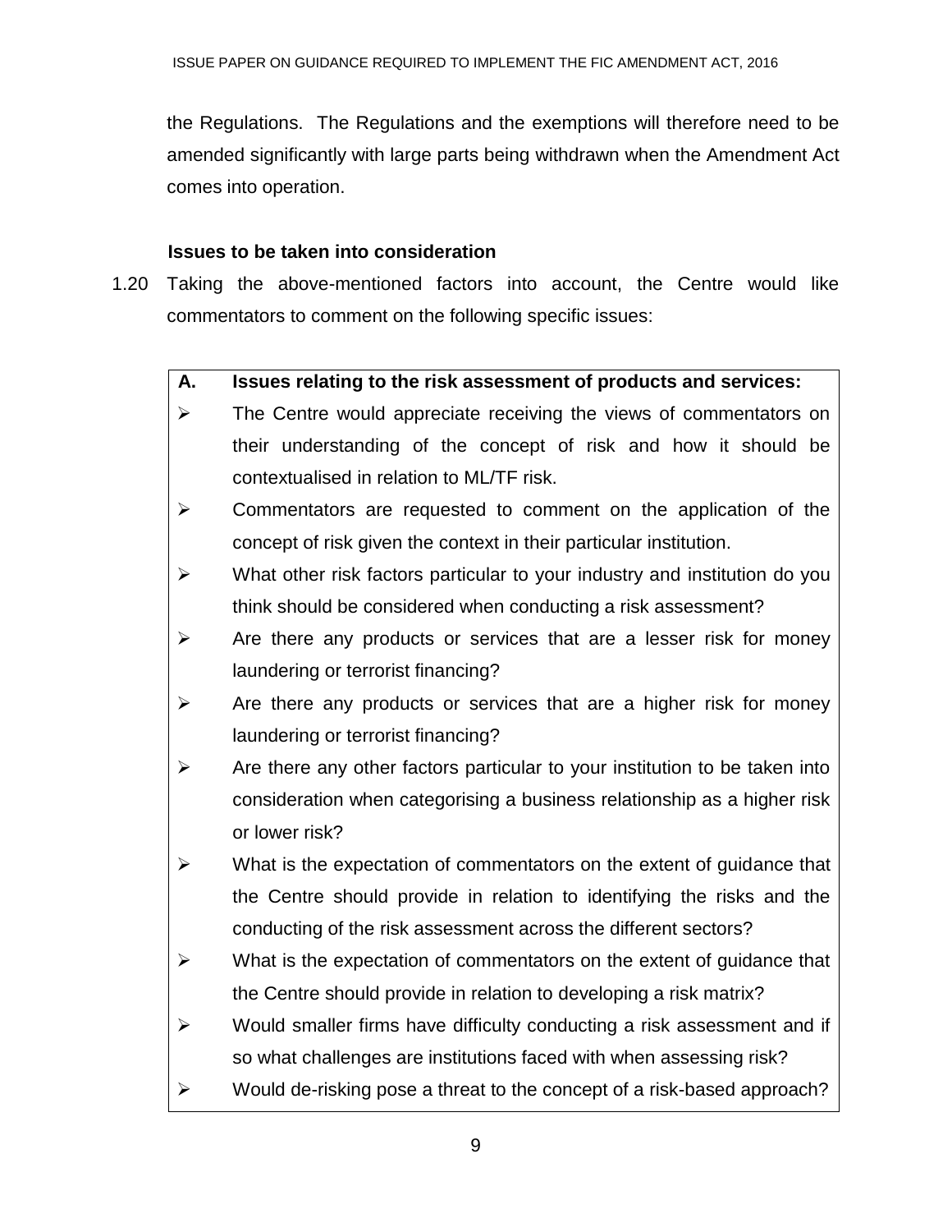the Regulations. The Regulations and the exemptions will therefore need to be amended significantly with large parts being withdrawn when the Amendment Act comes into operation.

**Issues to be taken into consideration**

1.20 Taking the above-mentioned factors into account, the Centre would like commentators to comment on the following specific issues:

**A. Issues relating to the risk assessment of products and services:**

- The Centre would appreciate receiving the views of commentators on their understanding of the concept of risk and how it should be contextualised in relation to ML/TF risk.
- Commentators are requested to comment on the application of the concept of risk given the context in their particular institution.
- What other risk factors particular to your industry and institution do you think should be considered when conducting a risk assessment?
- Are there any products or services that are a lesser risk for money laundering or terrorist financing?
- Are there any products or services that are a higher risk for money laundering or terrorist financing?
- Are there any other factors particular to your institution to be taken into consideration when categorising a business relationship as a higher risk or lower risk?
- What is the expectation of commentators on the extent of guidance that the Centre should provide in relation to identifying the risks and the conducting of the risk assessment across the different sectors?
- What is the expectation of commentators on the extent of guidance that the Centre should provide in relation to developing a risk matrix?
- Would smaller firms have difficulty conducting a risk assessment and if so what challenges are institutions faced with when assessing risk?
- Would de-risking pose a threat to the concept of a risk-based approach?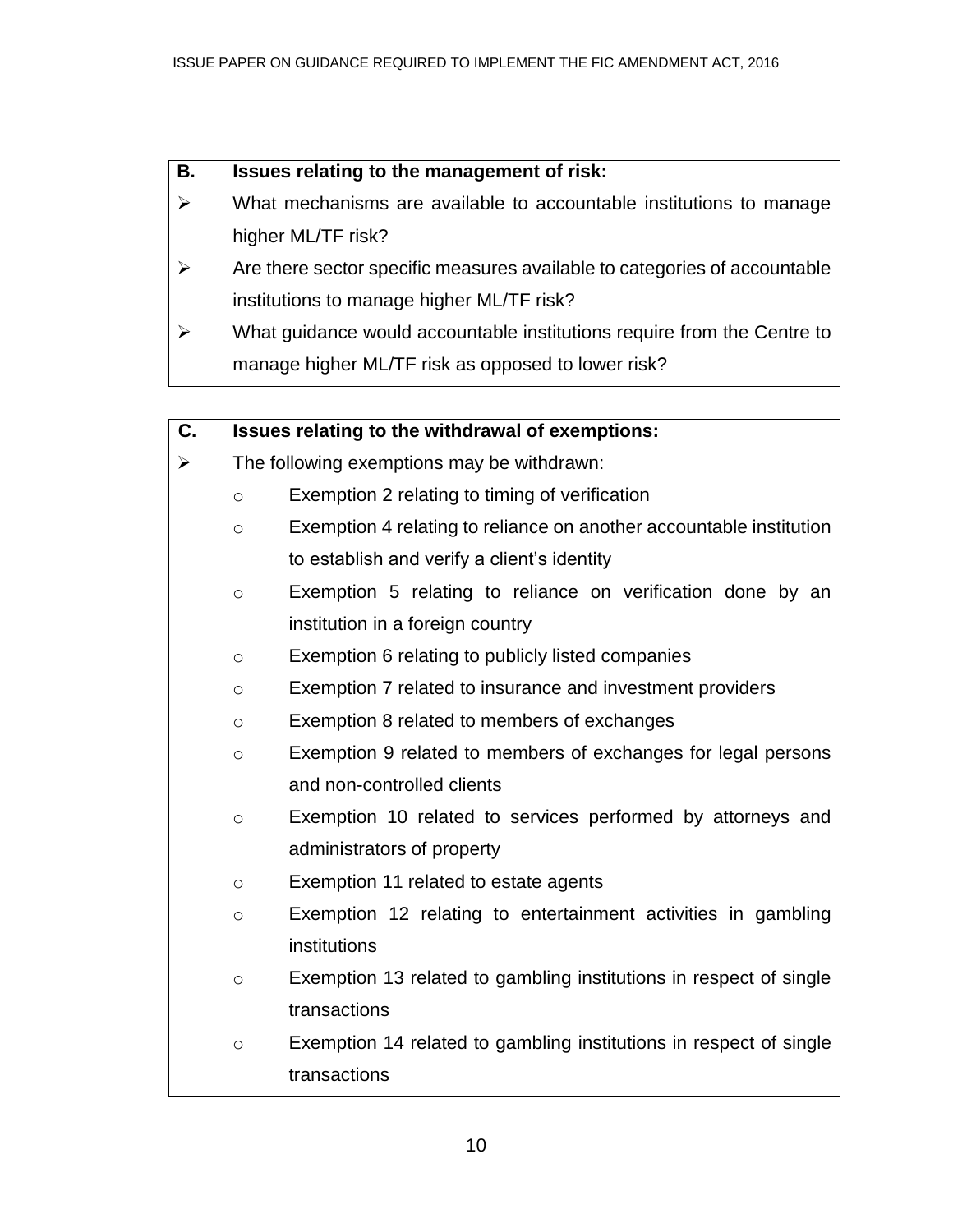**B. Issues relating to the management of risk:**

- What mechanisms are available to accountable institutions to manage higher ML/TF risk?
- Are there sector specific measures available to categories of accountable institutions to manage higher ML/TF risk?
- What guidance would accountable institutions require from the Centre to manage higher ML/TF risk as opposed to lower risk?

**C. Issues relating to the withdrawal of exemptions:**

- The following exemptions may be withdrawn:
  - Exemption 2 relating to timing of verification
  - Exemption 4 relating to reliance on another accountable institution to establish and verify a client's identity
  - Exemption 5 relating to reliance on verification done by an institution in a foreign country
  - Exemption 6 relating to publicly listed companies
  - Exemption 7 related to insurance and investment providers
  - Exemption 8 related to members of exchanges
  - Exemption 9 related to members of exchanges for legal persons and non-controlled clients
  - Exemption 10 related to services performed by attorneys and administrators of property
  - Exemption 11 related to estate agents
  - Exemption 12 relating to entertainment activities in gambling institutions
  - Exemption 13 related to gambling institutions in respect of single transactions
  - Exemption 14 related to gambling institutions in respect of single transactions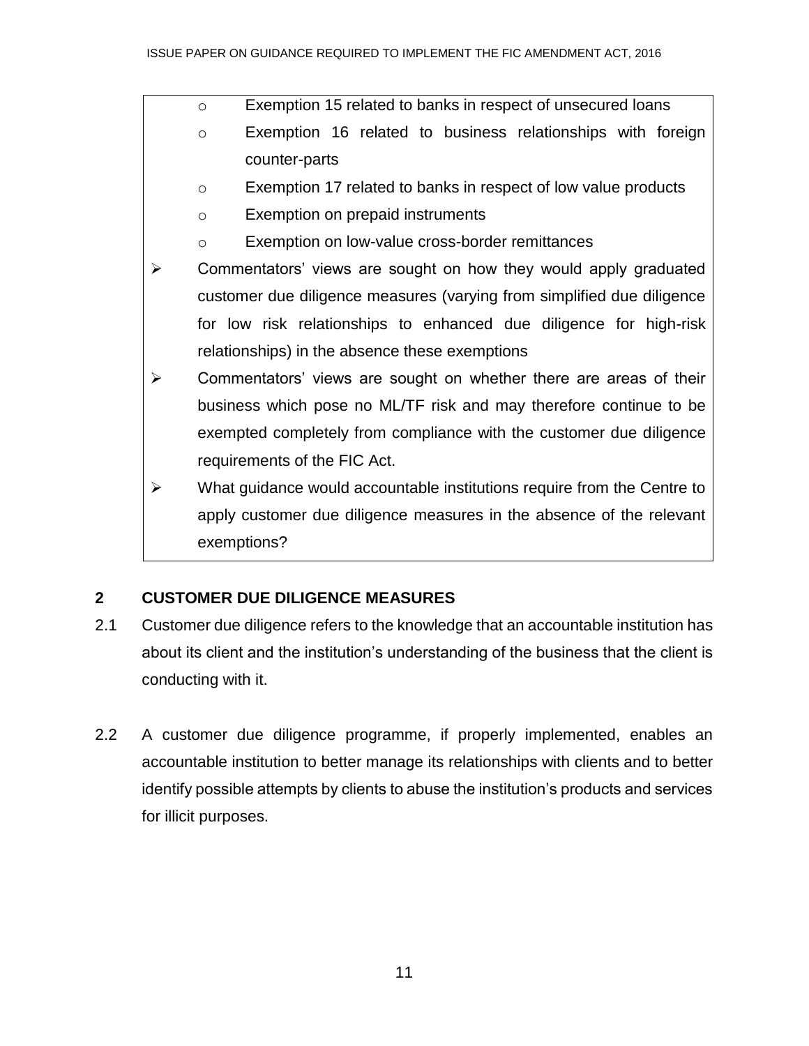- Exemption 15 related to banks in respect of unsecured loans
- Exemption 16 related to business relationships with foreign counter-parts
- Exemption 17 related to banks in respect of low value products
- Exemption on prepaid instruments
- Exemption on low-value cross-border remittances

➢ Commentators' views are sought on how they would apply graduated customer due diligence measures (varying from simplified due diligence for low risk relationships to enhanced due diligence for high-risk relationships) in the absence these exemptions

➢ Commentators' views are sought on whether there are areas of their business which pose no ML/TF risk and may therefore continue to be exempted completely from compliance with the customer due diligence requirements of the FIC Act.

➢ What guidance would accountable institutions require from the Centre to apply customer due diligence measures in the absence of the relevant exemptions?

## 2 CUSTOMER DUE DILIGENCE MEASURES

2.1 Customer due diligence refers to the knowledge that an accountable institution has about its client and the institution's understanding of the business that the client is conducting with it.

2.2 A customer due diligence programme, if properly implemented, enables an accountable institution to better manage its relationships with clients and to better identify possible attempts by clients to abuse the institution's products and services for illicit purposes.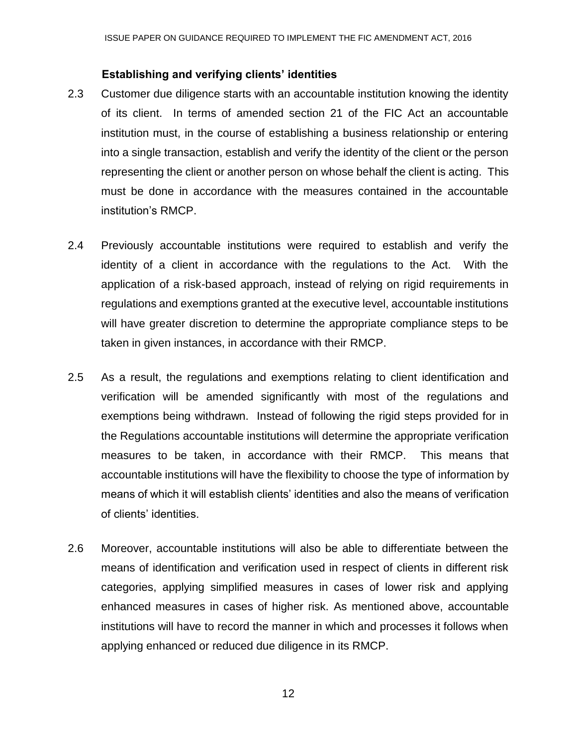### Establishing and verifying clients' identities

2.3 Customer due diligence starts with an accountable institution knowing the identity of its client. In terms of amended section 21 of the FIC Act an accountable institution must, in the course of establishing a business relationship or entering into a single transaction, establish and verify the identity of the client or the person representing the client or another person on whose behalf the client is acting. This must be done in accordance with the measures contained in the accountable institution's RMCP.

2.4 Previously accountable institutions were required to establish and verify the identity of a client in accordance with the regulations to the Act. With the application of a risk-based approach, instead of relying on rigid requirements in regulations and exemptions granted at the executive level, accountable institutions will have greater discretion to determine the appropriate compliance steps to be taken in given instances, in accordance with their RMCP.

2.5 As a result, the regulations and exemptions relating to client identification and verification will be amended significantly with most of the regulations and exemptions being withdrawn. Instead of following the rigid steps provided for in the Regulations accountable institutions will determine the appropriate verification measures to be taken, in accordance with their RMCP. This means that accountable institutions will have the flexibility to choose the type of information by means of which it will establish clients' identities and also the means of verification of clients' identities.

2.6 Moreover, accountable institutions will also be able to differentiate between the means of identification and verification used in respect of clients in different risk categories, applying simplified measures in cases of lower risk and applying enhanced measures in cases of higher risk. As mentioned above, accountable institutions will have to record the manner in which and processes it follows when applying enhanced or reduced due diligence in its RMCP.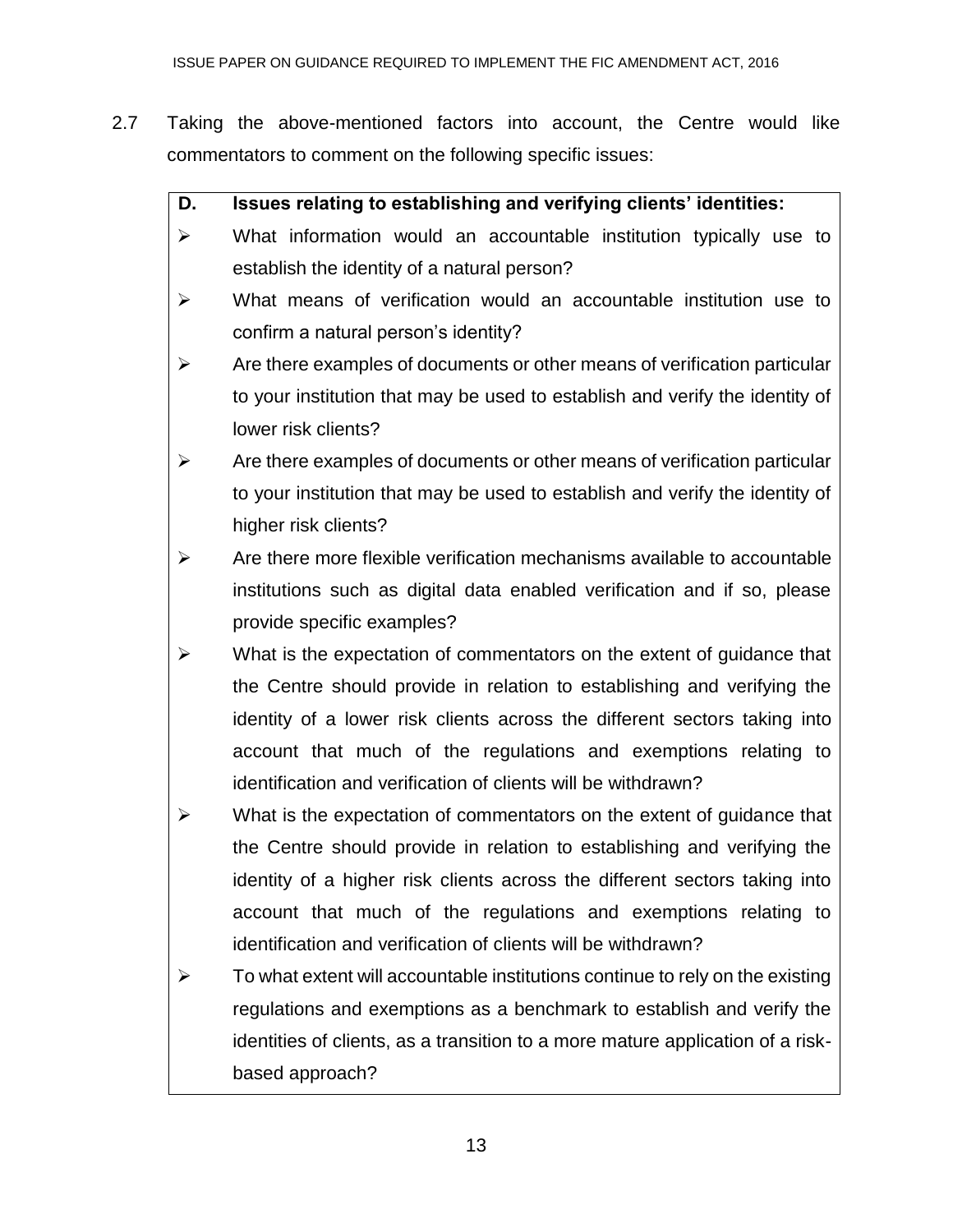2.7 Taking the above-mentioned factors into account, the Centre would like commentators to comment on the following specific issues:

| **D.** | **Issues relating to establishing and verifying clients' identities:** |
|---|---|
| ➢ | What information would an accountable institution typically use to establish the identity of a natural person? |
| ➢ | What means of verification would an accountable institution use to confirm a natural person's identity? |
| ➢ | Are there examples of documents or other means of verification particular to your institution that may be used to establish and verify the identity of lower risk clients? |
| ➢ | Are there examples of documents or other means of verification particular to your institution that may be used to establish and verify the identity of higher risk clients? |
| ➢ | Are there more flexible verification mechanisms available to accountable institutions such as digital data enabled verification and if so, please provide specific examples? |
| ➢ | What is the expectation of commentators on the extent of guidance that the Centre should provide in relation to establishing and verifying the identity of a lower risk clients across the different sectors taking into account that much of the regulations and exemptions relating to identification and verification of clients will be withdrawn? |
| ➢ | What is the expectation of commentators on the extent of guidance that the Centre should provide in relation to establishing and verifying the identity of a higher risk clients across the different sectors taking into account that much of the regulations and exemptions relating to identification and verification of clients will be withdrawn? |
| ➢ | To what extent will accountable institutions continue to rely on the existing regulations and exemptions as a benchmark to establish and verify the identities of clients, as a transition to a more mature application of a risk-based approach? |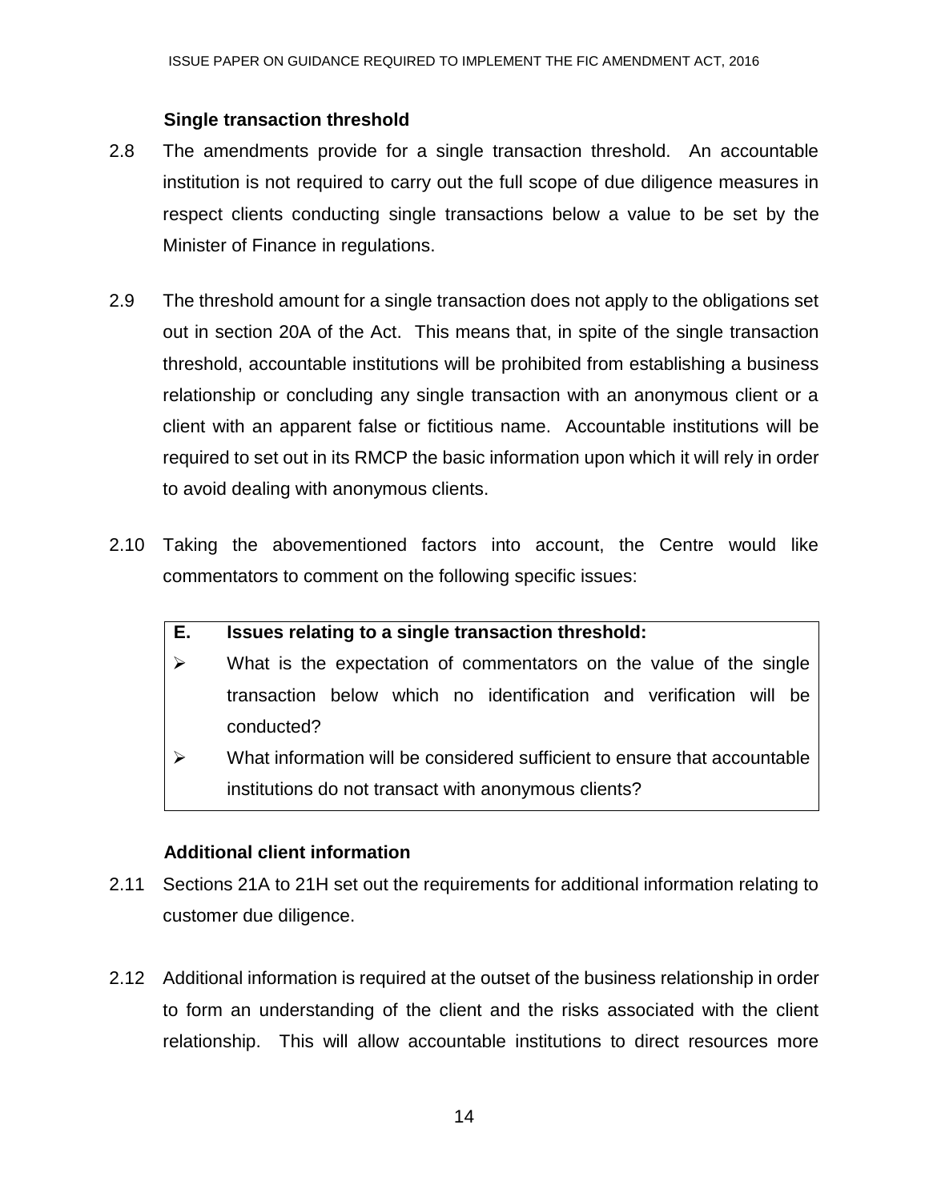### Single transaction threshold

2.8 The amendments provide for a single transaction threshold. An accountable institution is not required to carry out the full scope of due diligence measures in respect clients conducting single transactions below a value to be set by the Minister of Finance in regulations.

2.9 The threshold amount for a single transaction does not apply to the obligations set out in section 20A of the Act. This means that, in spite of the single transaction threshold, accountable institutions will be prohibited from establishing a business relationship or concluding any single transaction with an anonymous client or a client with an apparent false or fictitious name. Accountable institutions will be required to set out in its RMCP the basic information upon which it will rely in order to avoid dealing with anonymous clients.

2.10 Taking the abovementioned factors into account, the Centre would like commentators to comment on the following specific issues:

> **E. Issues relating to a single transaction threshold:**
>
> - What is the expectation of commentators on the value of the single transaction below which no identification and verification will be conducted?
> - What information will be considered sufficient to ensure that accountable institutions do not transact with anonymous clients?

### Additional client information

2.11 Sections 21A to 21H set out the requirements for additional information relating to customer due diligence.

2.12 Additional information is required at the outset of the business relationship in order to form an understanding of the client and the risks associated with the client relationship. This will allow accountable institutions to direct resources more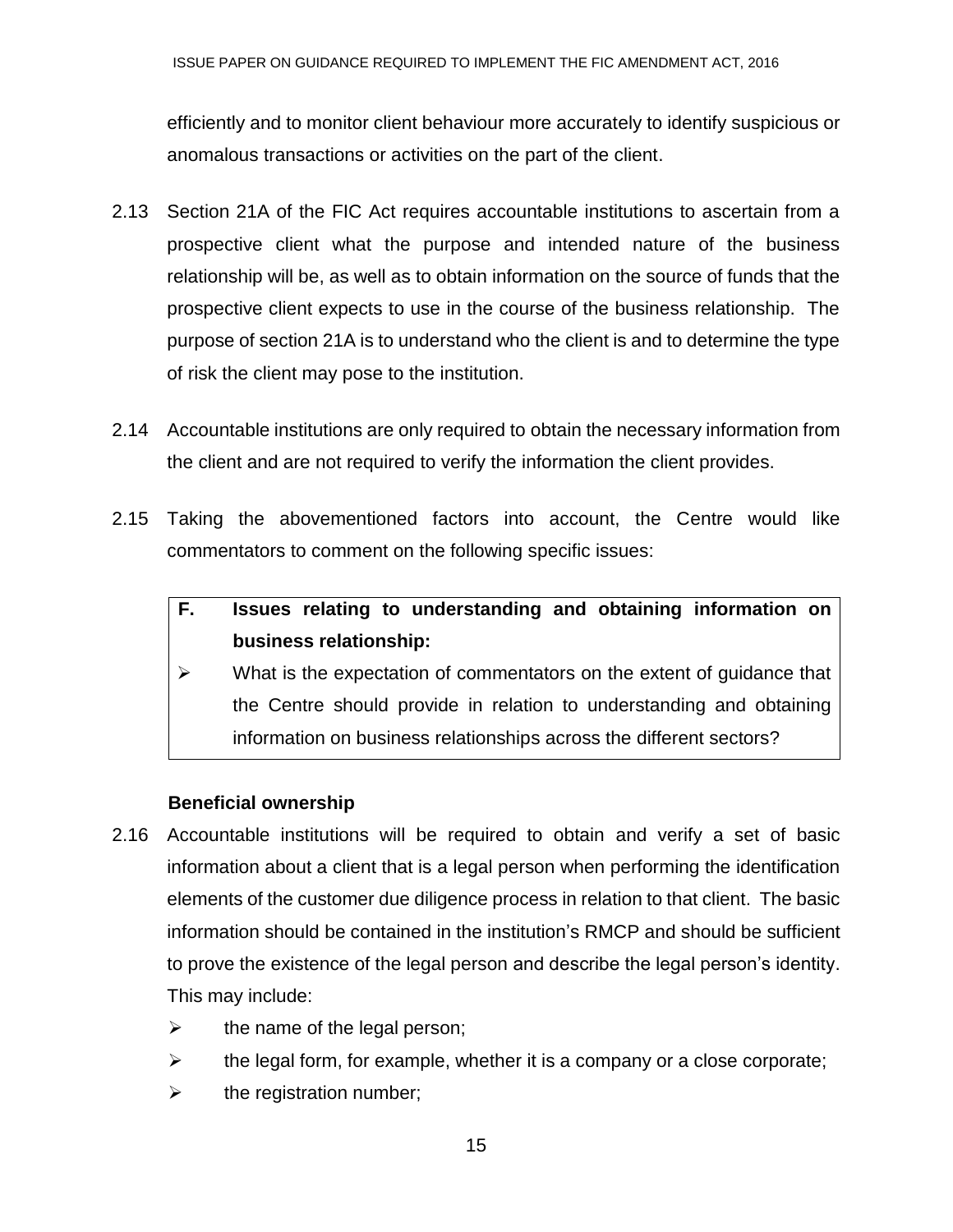efficiently and to monitor client behaviour more accurately to identify suspicious or anomalous transactions or activities on the part of the client.

2.13 Section 21A of the FIC Act requires accountable institutions to ascertain from a prospective client what the purpose and intended nature of the business relationship will be, as well as to obtain information on the source of funds that the prospective client expects to use in the course of the business relationship. The purpose of section 21A is to understand who the client is and to determine the type of risk the client may pose to the institution.

2.14 Accountable institutions are only required to obtain the necessary information from the client and are not required to verify the information the client provides.

2.15 Taking the abovementioned factors into account, the Centre would like commentators to comment on the following specific issues:

| **F.** | **Issues relating to understanding and obtaining information on business relationship:** |
|---|---|
| ➢ | What is the expectation of commentators on the extent of guidance that the Centre should provide in relation to understanding and obtaining information on business relationships across the different sectors? |

### Beneficial ownership

2.16 Accountable institutions will be required to obtain and verify a set of basic information about a client that is a legal person when performing the identification elements of the customer due diligence process in relation to that client. The basic information should be contained in the institution's RMCP and should be sufficient to prove the existence of the legal person and describe the legal person's identity. This may include:

- the name of the legal person;
- the legal form, for example, whether it is a company or a close corporate;
- the registration number;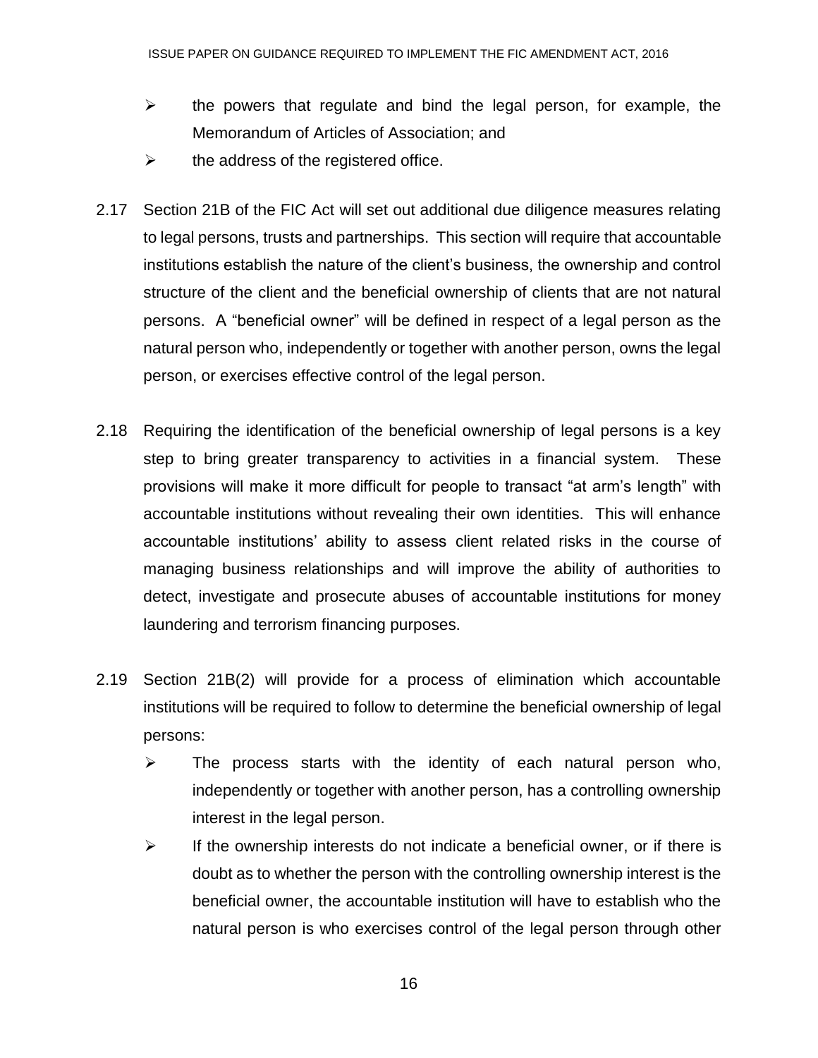- the powers that regulate and bind the legal person, for example, the Memorandum of Articles of Association; and
- the address of the registered office.

2.17 Section 21B of the FIC Act will set out additional due diligence measures relating to legal persons, trusts and partnerships. This section will require that accountable institutions establish the nature of the client's business, the ownership and control structure of the client and the beneficial ownership of clients that are not natural persons. A "beneficial owner" will be defined in respect of a legal person as the natural person who, independently or together with another person, owns the legal person, or exercises effective control of the legal person.

2.18 Requiring the identification of the beneficial ownership of legal persons is a key step to bring greater transparency to activities in a financial system. These provisions will make it more difficult for people to transact "at arm's length" with accountable institutions without revealing their own identities. This will enhance accountable institutions' ability to assess client related risks in the course of managing business relationships and will improve the ability of authorities to detect, investigate and prosecute abuses of accountable institutions for money laundering and terrorism financing purposes.

2.19 Section 21B(2) will provide for a process of elimination which accountable institutions will be required to follow to determine the beneficial ownership of legal persons:

- The process starts with the identity of each natural person who, independently or together with another person, has a controlling ownership interest in the legal person.
- If the ownership interests do not indicate a beneficial owner, or if there is doubt as to whether the person with the controlling ownership interest is the beneficial owner, the accountable institution will have to establish who the natural person is who exercises control of the legal person through other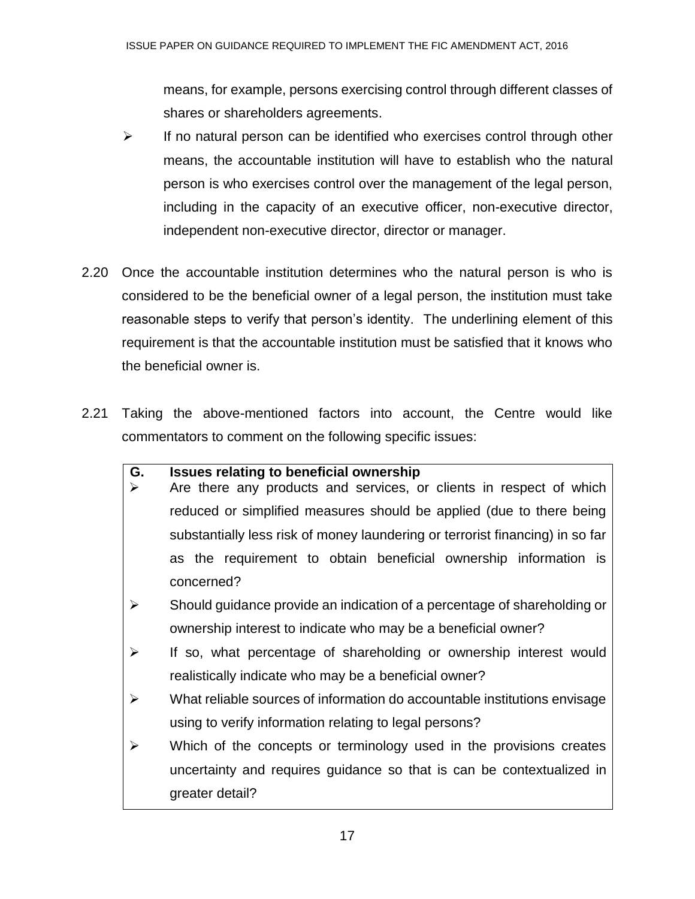means, for example, persons exercising control through different classes of shares or shareholders agreements.

- If no natural person can be identified who exercises control through other means, the accountable institution will have to establish who the natural person is who exercises control over the management of the legal person, including in the capacity of an executive officer, non-executive director, independent non-executive director, director or manager.

2.20 Once the accountable institution determines who the natural person is who is considered to be the beneficial owner of a legal person, the institution must take reasonable steps to verify that person's identity. The underlining element of this requirement is that the accountable institution must be satisfied that it knows who the beneficial owner is.

2.21 Taking the above-mentioned factors into account, the Centre would like commentators to comment on the following specific issues:

**G. Issues relating to beneficial ownership**

- Are there any products and services, or clients in respect of which reduced or simplified measures should be applied (due to there being substantially less risk of money laundering or terrorist financing) in so far as the requirement to obtain beneficial ownership information is concerned?
- Should guidance provide an indication of a percentage of shareholding or ownership interest to indicate who may be a beneficial owner?
- If so, what percentage of shareholding or ownership interest would realistically indicate who may be a beneficial owner?
- What reliable sources of information do accountable institutions envisage using to verify information relating to legal persons?
- Which of the concepts or terminology used in the provisions creates uncertainty and requires guidance so that is can be contextualized in greater detail?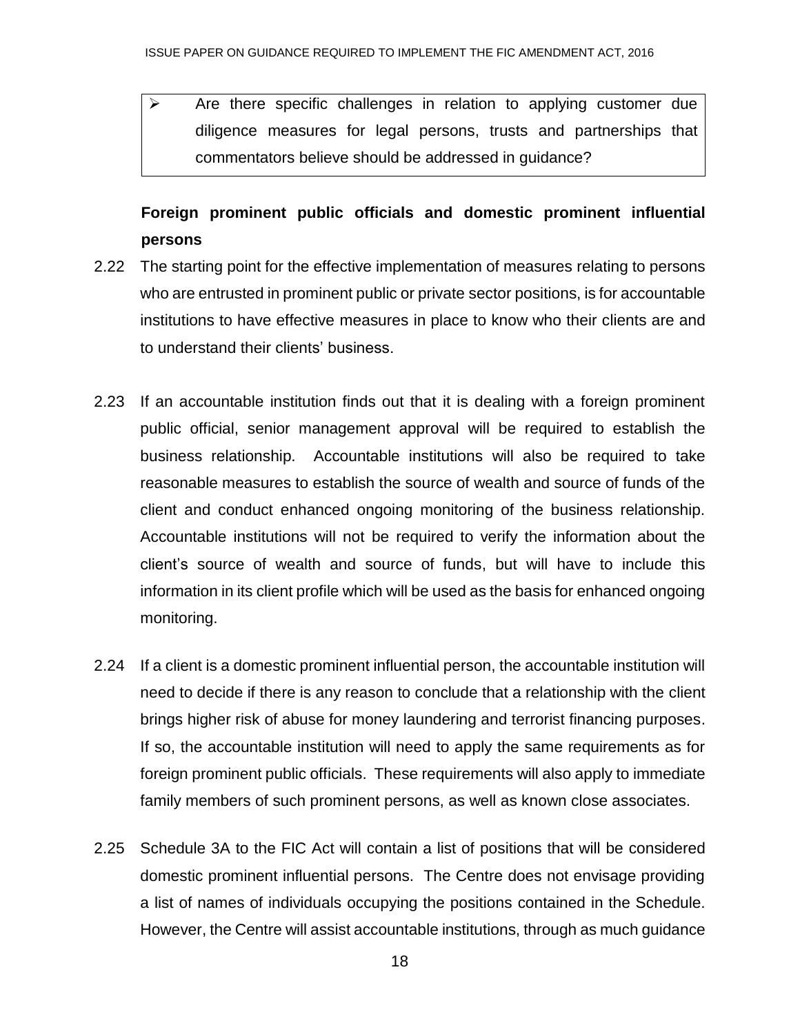> ➢ Are there specific challenges in relation to applying customer due diligence measures for legal persons, trusts and partnerships that commentators believe should be addressed in guidance?

**Foreign prominent public officials and domestic prominent influential persons**

2.22 The starting point for the effective implementation of measures relating to persons who are entrusted in prominent public or private sector positions, is for accountable institutions to have effective measures in place to know who their clients are and to understand their clients' business.

2.23 If an accountable institution finds out that it is dealing with a foreign prominent public official, senior management approval will be required to establish the business relationship. Accountable institutions will also be required to take reasonable measures to establish the source of wealth and source of funds of the client and conduct enhanced ongoing monitoring of the business relationship. Accountable institutions will not be required to verify the information about the client's source of wealth and source of funds, but will have to include this information in its client profile which will be used as the basis for enhanced ongoing monitoring.

2.24 If a client is a domestic prominent influential person, the accountable institution will need to decide if there is any reason to conclude that a relationship with the client brings higher risk of abuse for money laundering and terrorist financing purposes. If so, the accountable institution will need to apply the same requirements as for foreign prominent public officials. These requirements will also apply to immediate family members of such prominent persons, as well as known close associates.

2.25 Schedule 3A to the FIC Act will contain a list of positions that will be considered domestic prominent influential persons. The Centre does not envisage providing a list of names of individuals occupying the positions contained in the Schedule. However, the Centre will assist accountable institutions, through as much guidance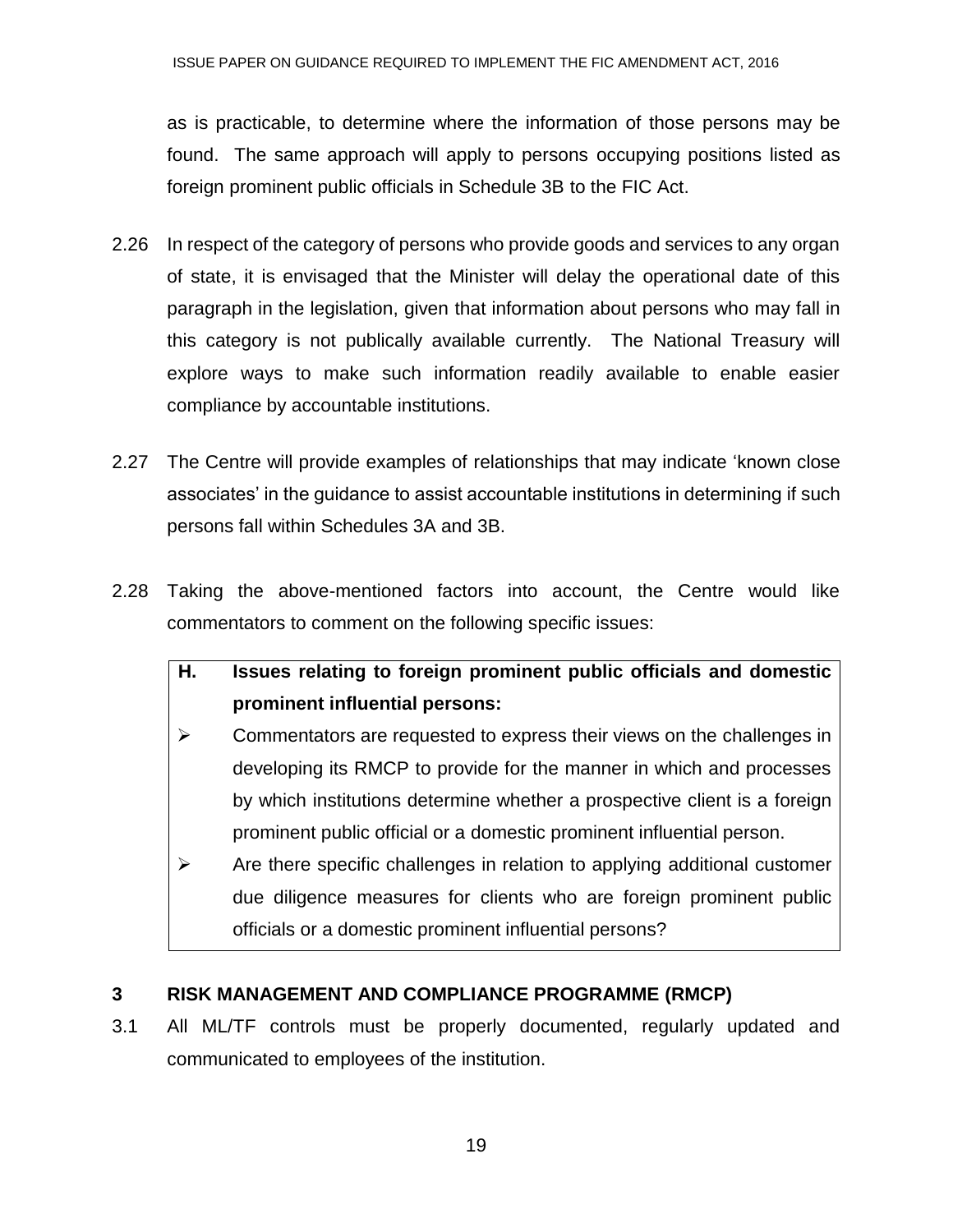as is practicable, to determine where the information of those persons may be found. The same approach will apply to persons occupying positions listed as foreign prominent public officials in Schedule 3B to the FIC Act.

2.26 In respect of the category of persons who provide goods and services to any organ of state, it is envisaged that the Minister will delay the operational date of this paragraph in the legislation, given that information about persons who may fall in this category is not publically available currently. The National Treasury will explore ways to make such information readily available to enable easier compliance by accountable institutions.

2.27 The Centre will provide examples of relationships that may indicate 'known close associates' in the guidance to assist accountable institutions in determining if such persons fall within Schedules 3A and 3B.

2.28 Taking the above-mentioned factors into account, the Centre would like commentators to comment on the following specific issues:

> **H. Issues relating to foreign prominent public officials and domestic prominent influential persons:**
>
> - Commentators are requested to express their views on the challenges in developing its RMCP to provide for the manner in which and processes by which institutions determine whether a prospective client is a foreign prominent public official or a domestic prominent influential person.
> - Are there specific challenges in relation to applying additional customer due diligence measures for clients who are foreign prominent public officials or a domestic prominent influential persons?

## 3 RISK MANAGEMENT AND COMPLIANCE PROGRAMME (RMCP)

3.1 All ML/TF controls must be properly documented, regularly updated and communicated to employees of the institution.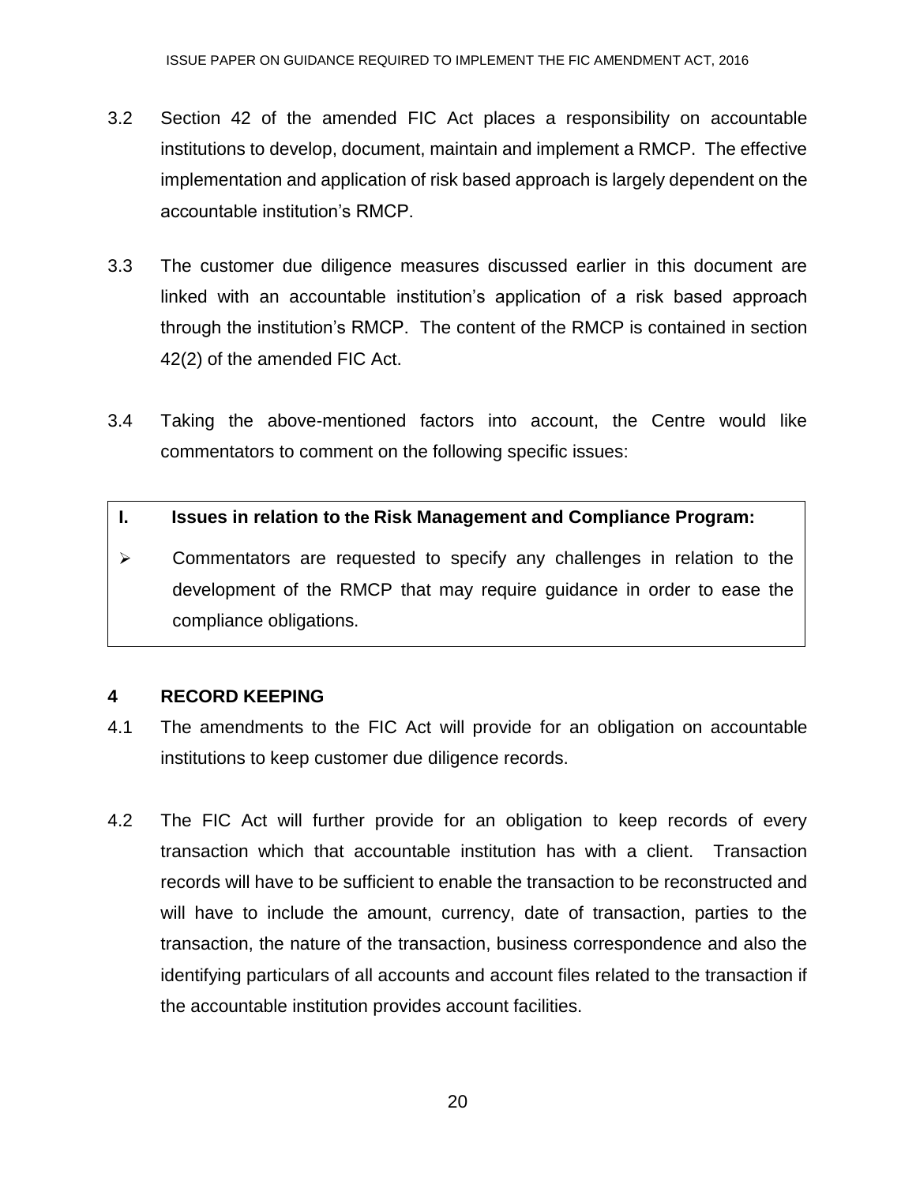3.2 Section 42 of the amended FIC Act places a responsibility on accountable institutions to develop, document, maintain and implement a RMCP. The effective implementation and application of risk based approach is largely dependent on the accountable institution's RMCP.

3.3 The customer due diligence measures discussed earlier in this document are linked with an accountable institution's application of a risk based approach through the institution's RMCP. The content of the RMCP is contained in section 42(2) of the amended FIC Act.

3.4 Taking the above-mentioned factors into account, the Centre would like commentators to comment on the following specific issues:

> **I. Issues in relation to the Risk Management and Compliance Program:**
>
> - Commentators are requested to specify any challenges in relation to the development of the RMCP that may require guidance in order to ease the compliance obligations.

## 4 RECORD KEEPING

4.1 The amendments to the FIC Act will provide for an obligation on accountable institutions to keep customer due diligence records.

4.2 The FIC Act will further provide for an obligation to keep records of every transaction which that accountable institution has with a client. Transaction records will have to be sufficient to enable the transaction to be reconstructed and will have to include the amount, currency, date of transaction, parties to the transaction, the nature of the transaction, business correspondence and also the identifying particulars of all accounts and account files related to the transaction if the accountable institution provides account facilities.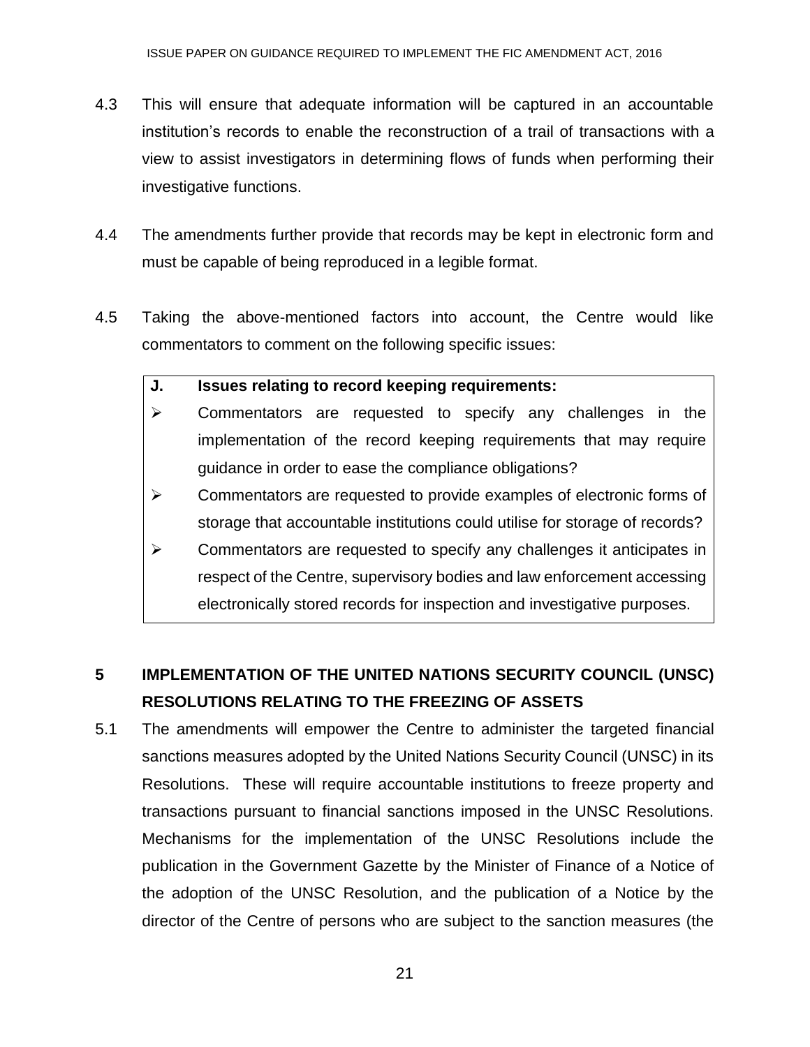4.3 This will ensure that adequate information will be captured in an accountable institution's records to enable the reconstruction of a trail of transactions with a view to assist investigators in determining flows of funds when performing their investigative functions.

4.4 The amendments further provide that records may be kept in electronic form and must be capable of being reproduced in a legible format.

4.5 Taking the above-mentioned factors into account, the Centre would like commentators to comment on the following specific issues:

> **J. Issues relating to record keeping requirements:**
>
> - Commentators are requested to specify any challenges in the implementation of the record keeping requirements that may require guidance in order to ease the compliance obligations?
> - Commentators are requested to provide examples of electronic forms of storage that accountable institutions could utilise for storage of records?
> - Commentators are requested to specify any challenges it anticipates in respect of the Centre, supervisory bodies and law enforcement accessing electronically stored records for inspection and investigative purposes.

## 5 IMPLEMENTATION OF THE UNITED NATIONS SECURITY COUNCIL (UNSC) RESOLUTIONS RELATING TO THE FREEZING OF ASSETS

5.1 The amendments will empower the Centre to administer the targeted financial sanctions measures adopted by the United Nations Security Council (UNSC) in its Resolutions. These will require accountable institutions to freeze property and transactions pursuant to financial sanctions imposed in the UNSC Resolutions. Mechanisms for the implementation of the UNSC Resolutions include the publication in the Government Gazette by the Minister of Finance of a Notice of the adoption of the UNSC Resolution, and the publication of a Notice by the director of the Centre of persons who are subject to the sanction measures (the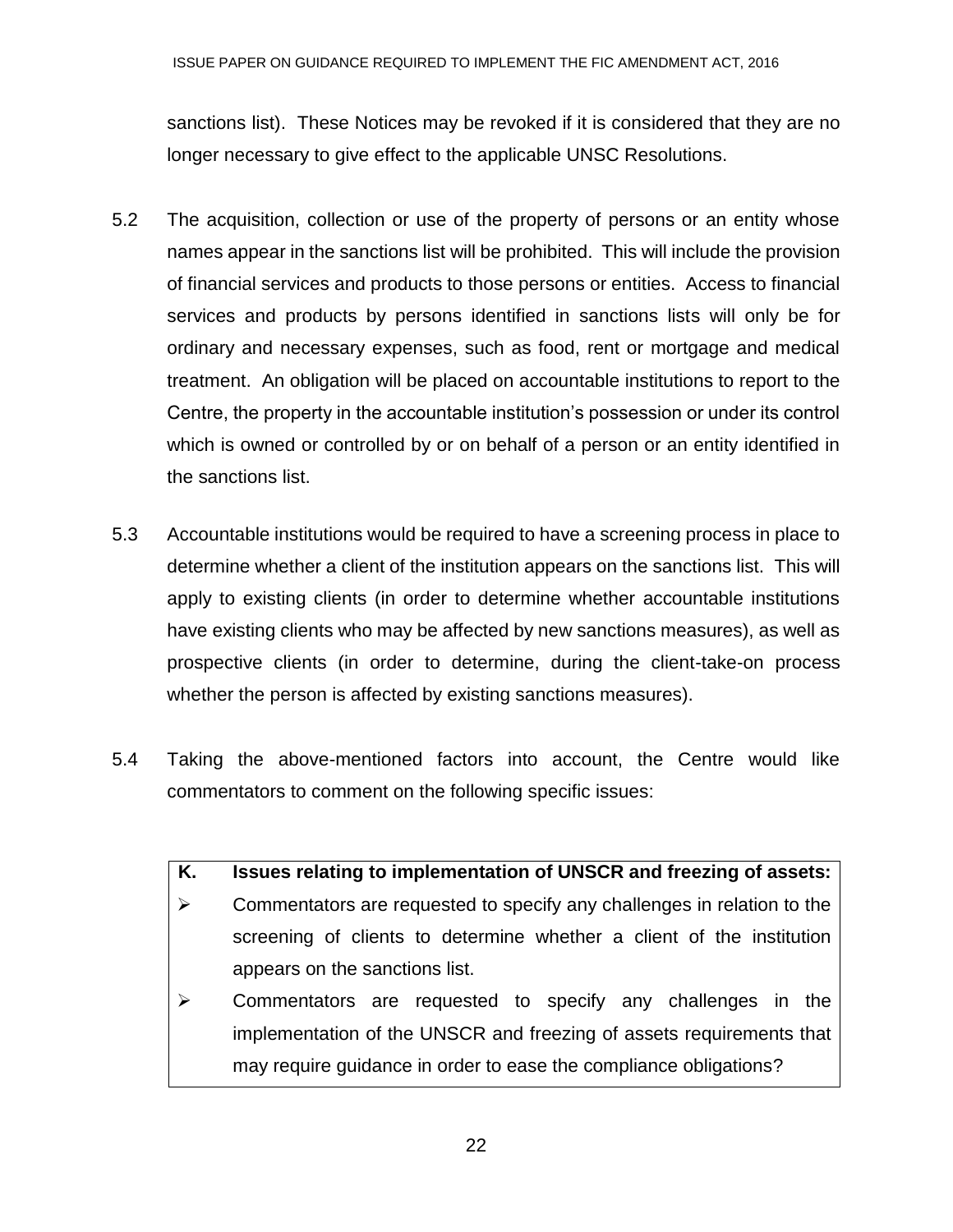sanctions list). These Notices may be revoked if it is considered that they are no longer necessary to give effect to the applicable UNSC Resolutions.

5.2 The acquisition, collection or use of the property of persons or an entity whose names appear in the sanctions list will be prohibited. This will include the provision of financial services and products to those persons or entities. Access to financial services and products by persons identified in sanctions lists will only be for ordinary and necessary expenses, such as food, rent or mortgage and medical treatment. An obligation will be placed on accountable institutions to report to the Centre, the property in the accountable institution's possession or under its control which is owned or controlled by or on behalf of a person or an entity identified in the sanctions list.

5.3 Accountable institutions would be required to have a screening process in place to determine whether a client of the institution appears on the sanctions list. This will apply to existing clients (in order to determine whether accountable institutions have existing clients who may be affected by new sanctions measures), as well as prospective clients (in order to determine, during the client-take-on process whether the person is affected by existing sanctions measures).

5.4 Taking the above-mentioned factors into account, the Centre would like commentators to comment on the following specific issues:

**K. Issues relating to implementation of UNSCR and freezing of assets:**

- Commentators are requested to specify any challenges in relation to the screening of clients to determine whether a client of the institution appears on the sanctions list.
- Commentators are requested to specify any challenges in the implementation of the UNSCR and freezing of assets requirements that may require guidance in order to ease the compliance obligations?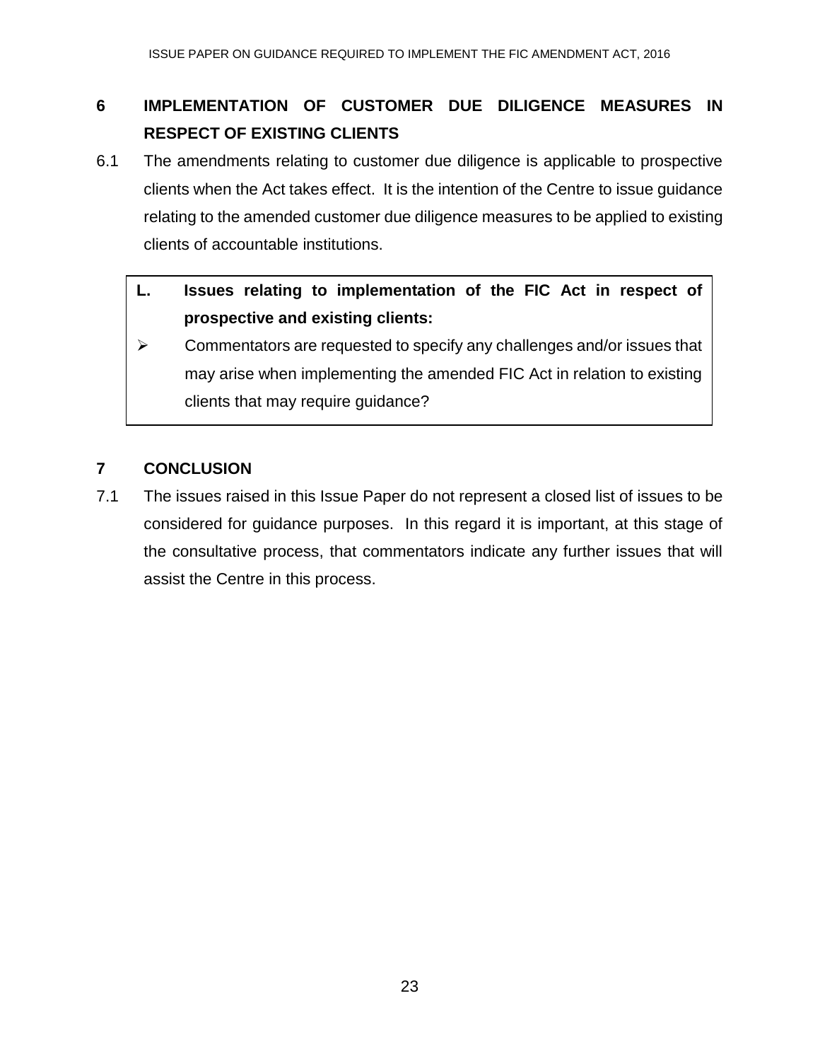## 6 IMPLEMENTATION OF CUSTOMER DUE DILIGENCE MEASURES IN RESPECT OF EXISTING CLIENTS

6.1 The amendments relating to customer due diligence is applicable to prospective clients when the Act takes effect. It is the intention of the Centre to issue guidance relating to the amended customer due diligence measures to be applied to existing clients of accountable institutions.

> **L. Issues relating to implementation of the FIC Act in respect of prospective and existing clients:**
>
> - Commentators are requested to specify any challenges and/or issues that may arise when implementing the amended FIC Act in relation to existing clients that may require guidance?

## 7 CONCLUSION

7.1 The issues raised in this Issue Paper do not represent a closed list of issues to be considered for guidance purposes. In this regard it is important, at this stage of the consultative process, that commentators indicate any further issues that will assist the Centre in this process.